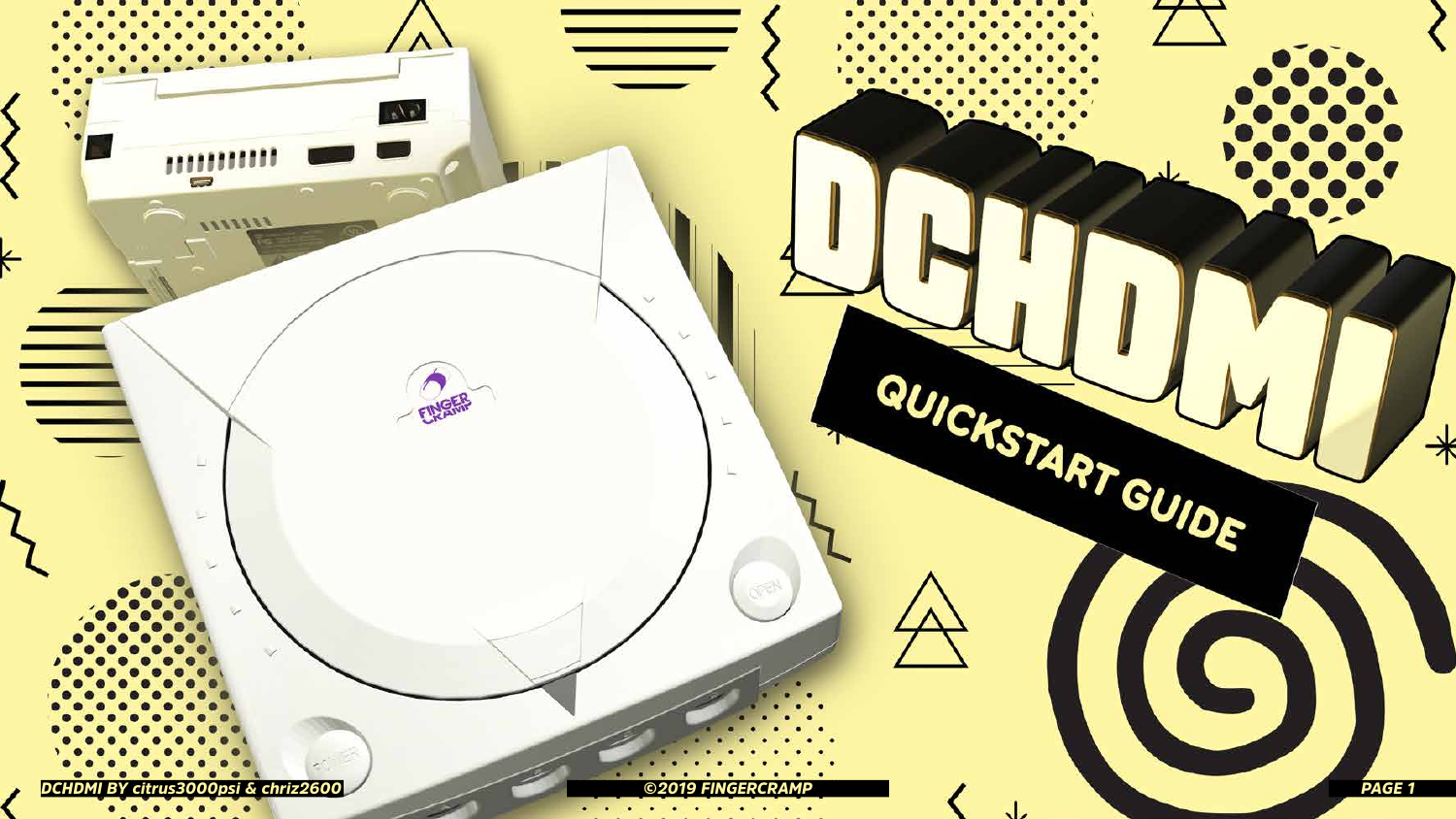# DCHDMI

## QUICKSTART GUIDE

DCHDMI BY citrus3000psi & chriz2600

©2019 FINGERCRAMP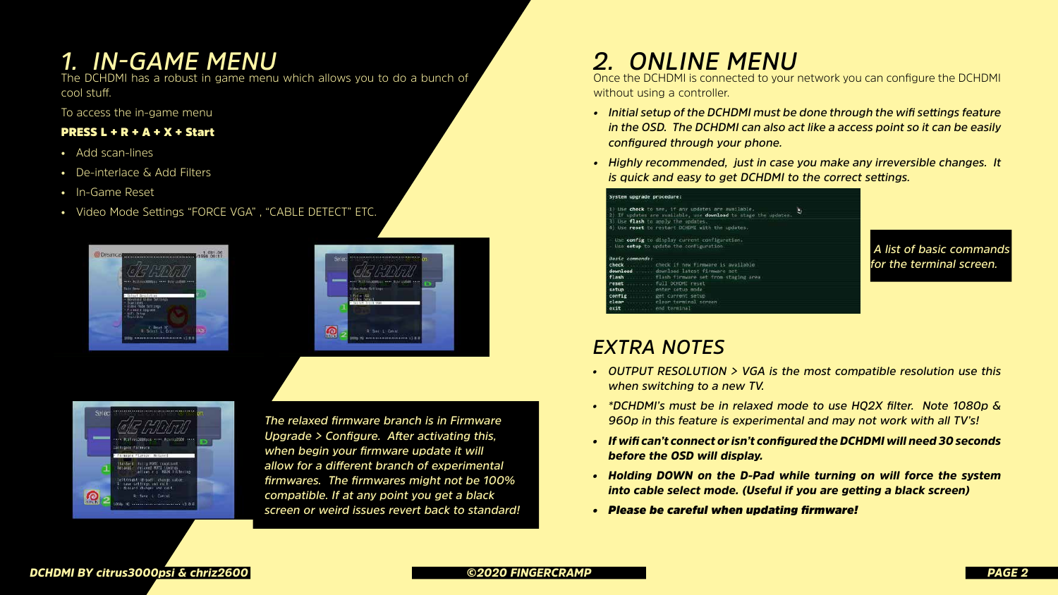# 1. IN-GAME MENU

The DCHDMI has a robust in game menu which allows you to do a bunch of cool stuff.

To access the in-game menu

**PRESS L + R + A + X + Start**

- Add scan-lines
- De-interlace & Add Filters
- In-Game Reset
- Video Mode Settings "FORCE VGA" , "CABLE DETECT" ETC.

*The relaxed firmware branch is in Firmware Upgrade > Configure. After activating this, when begin your firmware update it will allow for a different branch of experimental firmwares. The firmwares might not be 100% compatible. If at any point you get a black screen or weird issues revert back to standard!*

# 2. ONLINE MENU

Once the DCHDMI is connected to your network you can configure the DCHDMI without using a controller.

- *Initial setup of the DCHDMI must be done through the wifi settings feature in the OSD. The DCHDMI can also act like a access point so it can be easily configured through your phone.*
- *Highly recommended, just in case you make any irreversible changes. It is quick and easy to get DCHDMI to the correct settings.*

```
System upgrade procedure:

1) Use check to see, if any updates are available.
2) If updates are available, use download to stage the updates.
3) Use flash to apply the updates.
4) Use reset to restart DCHDMI with the updates.

 Use config to display current configuration.
 Use setup to update the configuration.

Basic commands:
check ........ check if new firmware is available
download ..... download latest firmware set
flash ........ flash firmware set from staging area
reset ........ full DCHDMI reset
setup ........ enter setup mode
config ....... get current setup
clear ........ clear terminal screen
exit ......... end terminal
```

*A list of basic commands for the terminal screen.*

## EXTRA NOTES

- *OUTPUT RESOLUTION > VGA is the most compatible resolution use this when switching to a new TV.*
- *\*DCHDMI's must be in relaxed mode to use HQ2X filter. Note 1080p & 960p in this feature is experimental and may not work with all TV's!*
- ***If wifi can't connect or isn't configured the DCHDMI will need 30 seconds before the OSD will display.***
- ***Holding DOWN on the D-Pad while turning on will force the system into cable select mode. (Useful if you are getting a black screen)***
- ***Please be careful when updating firmware!***

***DCHDMI BY citrus3000psi & chriz2600*** ***©2020 FINGERCRAMP***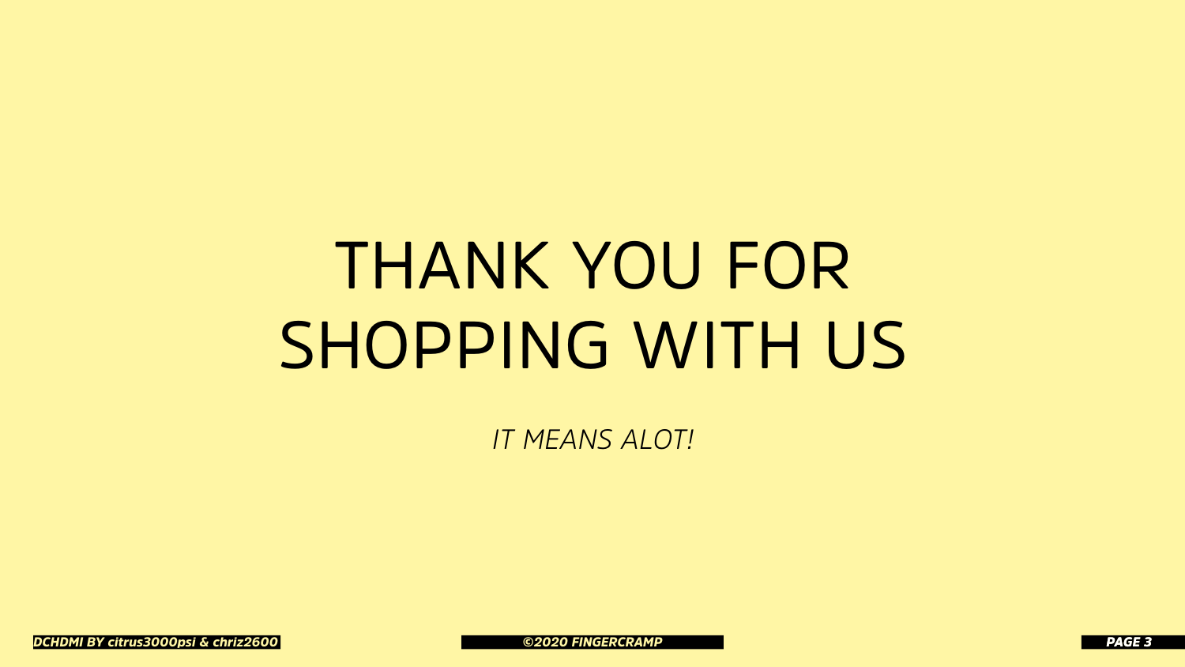# THANK YOU FOR SHOPPING WITH US

*IT MEANS ALOT!*